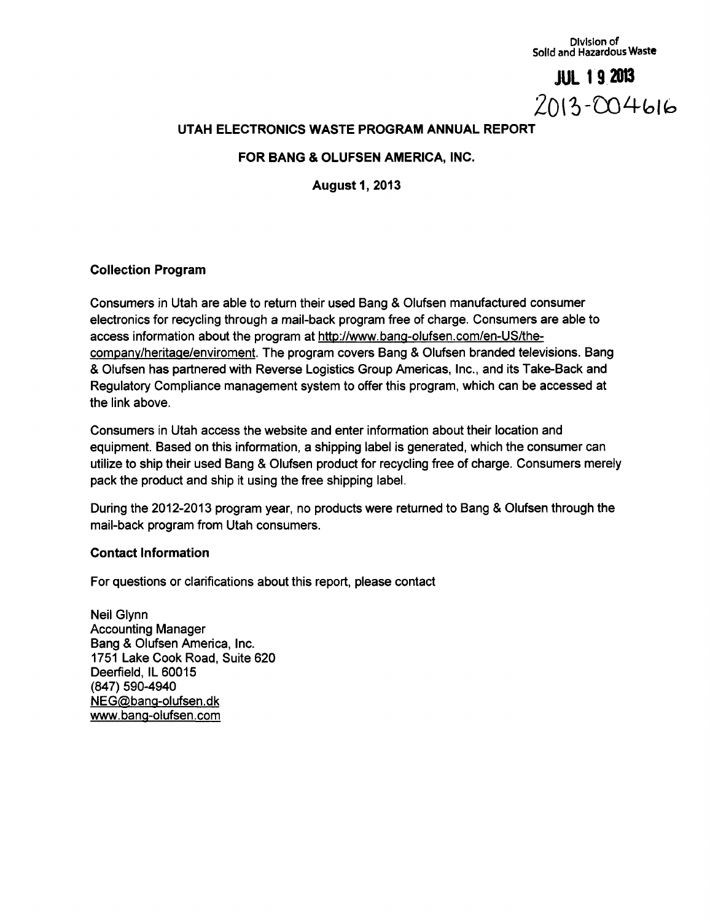Division of
Solid and Hazardous Waste

JUL 19 2013

2013-004616

# UTAH ELECTRONICS WASTE PROGRAM ANNUAL REPORT

## FOR BANG & OLUFSEN AMERICA, INC.

**August 1, 2013**

### Collection Program

Consumers in Utah are able to return their used Bang & Olufsen manufactured consumer electronics for recycling through a mail-back program free of charge. Consumers are able to access information about the program at http://www.bang-olufsen.com/en-US/the-company/heritage/enviroment. The program covers Bang & Olufsen branded televisions. Bang & Olufsen has partnered with Reverse Logistics Group Americas, Inc., and its Take-Back and Regulatory Compliance management system to offer this program, which can be accessed at the link above.

Consumers in Utah access the website and enter information about their location and equipment. Based on this information, a shipping label is generated, which the consumer can utilize to ship their used Bang & Olufsen product for recycling free of charge. Consumers merely pack the product and ship it using the free shipping label.

During the 2012-2013 program year, no products were returned to Bang & Olufsen through the mail-back program from Utah consumers.

### Contact Information

For questions or clarifications about this report, please contact

Neil Glynn
Accounting Manager
Bang & Olufsen America, Inc.
1751 Lake Cook Road, Suite 620
Deerfield, IL 60015
(847) 590-4940
NEG@bang-olufsen.dk
www.bang-olufsen.com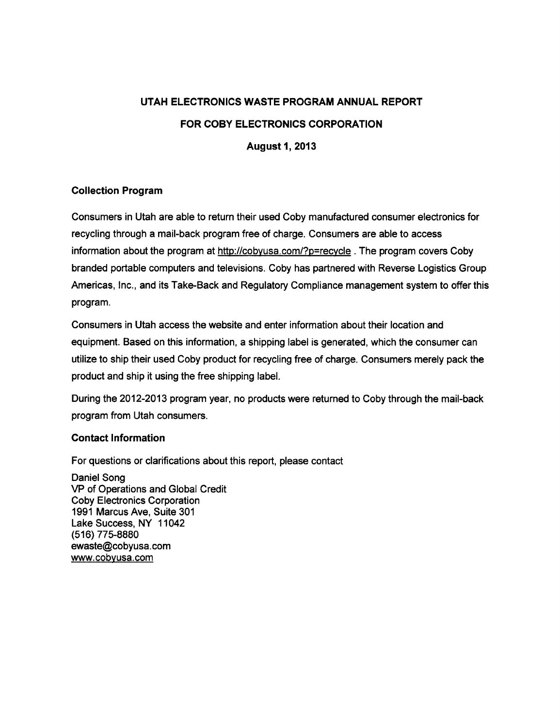# UTAH ELECTRONICS WASTE PROGRAM ANNUAL REPORT

# FOR COBY ELECTRONICS CORPORATION

**August 1, 2013**

## Collection Program

Consumers in Utah are able to return their used Coby manufactured consumer electronics for recycling through a mail-back program free of charge. Consumers are able to access information about the program at http://cobyusa.com/?p=recycle . The program covers Coby branded portable computers and televisions. Coby has partnered with Reverse Logistics Group Americas, Inc., and its Take-Back and Regulatory Compliance management system to offer this program.

Consumers in Utah access the website and enter information about their location and equipment. Based on this information, a shipping label is generated, which the consumer can utilize to ship their used Coby product for recycling free of charge. Consumers merely pack the product and ship it using the free shipping label.

During the 2012-2013 program year, no products were returned to Coby through the mail-back program from Utah consumers.

## Contact Information

For questions or clarifications about this report, please contact

Daniel Song  
VP of Operations and Global Credit  
Coby Electronics Corporation  
1991 Marcus Ave, Suite 301  
Lake Success, NY 11042  
(516) 775-8880  
ewaste@cobyusa.com  
www.cobyusa.com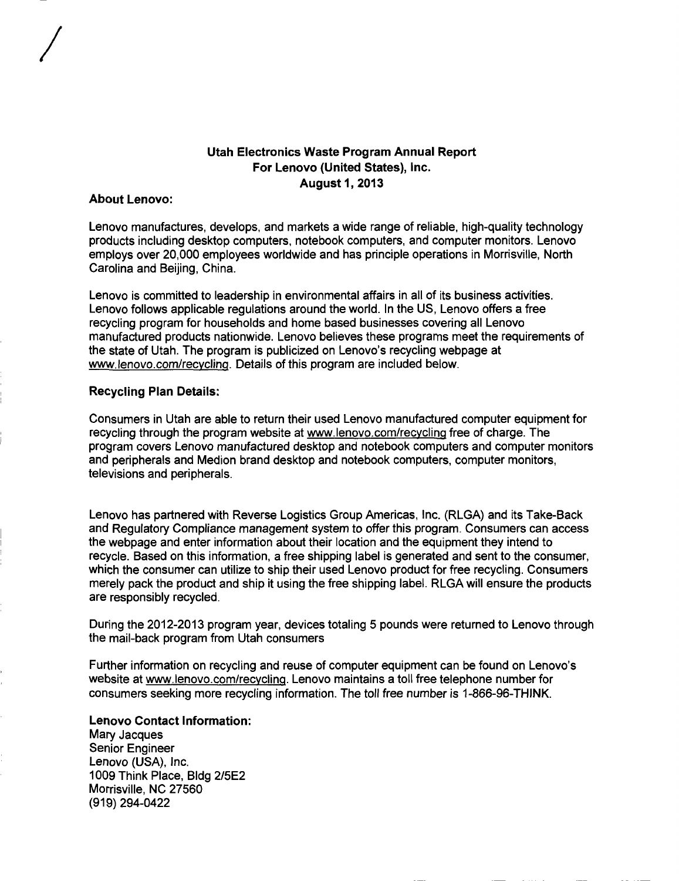**Utah Electronics Waste Program Annual Report**
**For Lenovo (United States), Inc.**
**August 1, 2013**

**About Lenovo:**

Lenovo manufactures, develops, and markets a wide range of reliable, high-quality technology products including desktop computers, notebook computers, and computer monitors. Lenovo employs over 20,000 employees worldwide and has principle operations in Morrisville, North Carolina and Beijing, China.

Lenovo is committed to leadership in environmental affairs in all of its business activities. Lenovo follows applicable regulations around the world. In the US, Lenovo offers a free recycling program for households and home based businesses covering all Lenovo manufactured products nationwide. Lenovo believes these programs meet the requirements of the state of Utah. The program is publicized on Lenovo's recycling webpage at www.lenovo.com/recycling. Details of this program are included below.

**Recycling Plan Details:**

Consumers in Utah are able to return their used Lenovo manufactured computer equipment for recycling through the program website at www.lenovo.com/recycling free of charge. The program covers Lenovo manufactured desktop and notebook computers and computer monitors and peripherals and Medion brand desktop and notebook computers, computer monitors, televisions and peripherals.

Lenovo has partnered with Reverse Logistics Group Americas, Inc. (RLGA) and its Take-Back and Regulatory Compliance management system to offer this program. Consumers can access the webpage and enter information about their location and the equipment they intend to recycle. Based on this information, a free shipping label is generated and sent to the consumer, which the consumer can utilize to ship their used Lenovo product for free recycling. Consumers merely pack the product and ship it using the free shipping label. RLGA will ensure the products are responsibly recycled.

During the 2012-2013 program year, devices totaling 5 pounds were returned to Lenovo through the mail-back program from Utah consumers

Further information on recycling and reuse of computer equipment can be found on Lenovo's website at www.lenovo.com/recycling. Lenovo maintains a toll free telephone number for consumers seeking more recycling information. The toll free number is 1-866-96-THINK.

**Lenovo Contact Information:**
Mary Jacques
Senior Engineer
Lenovo (USA), Inc.
1009 Think Place, Bldg 2/5E2
Morrisville, NC 27560
(919) 294-0422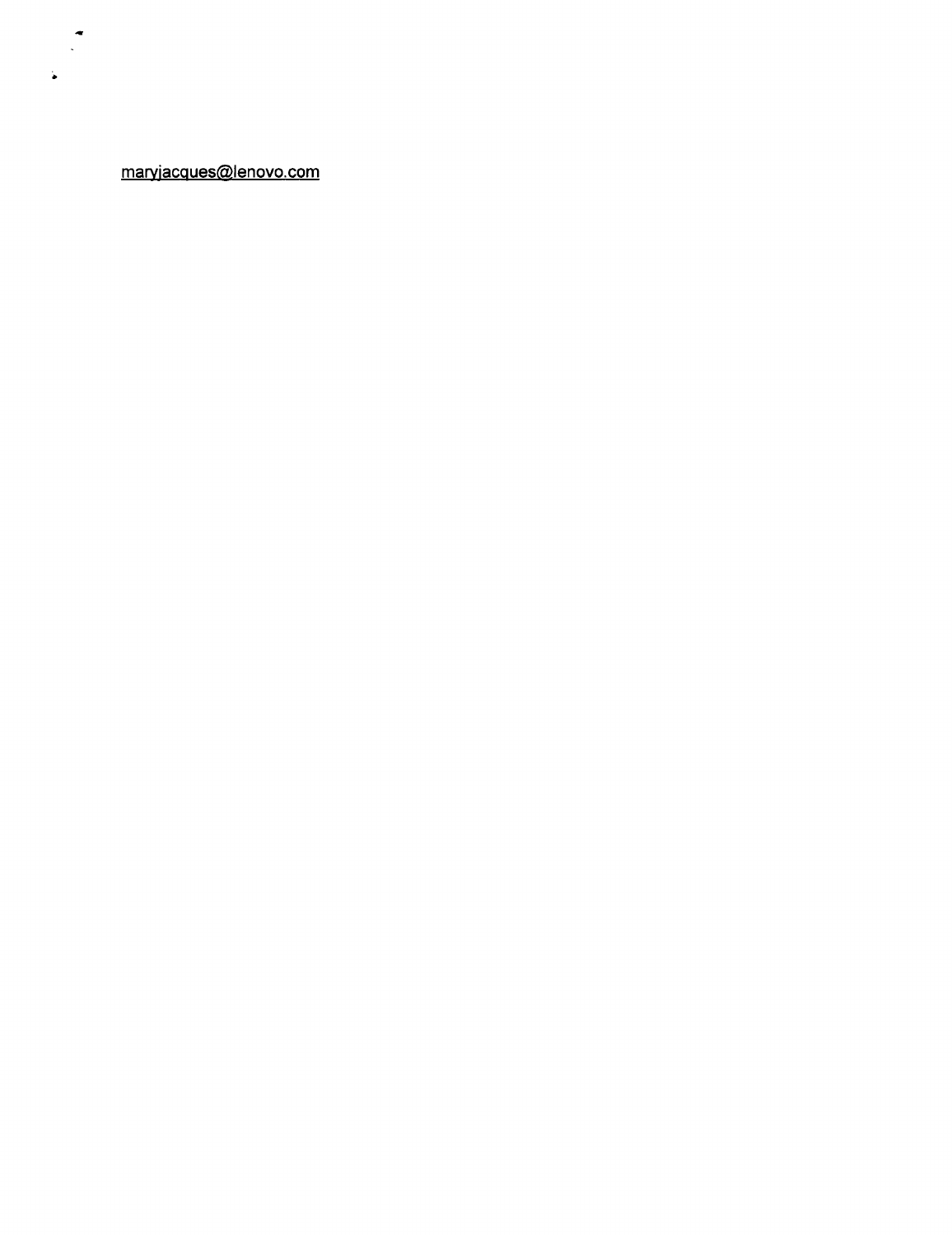maryjacques@lenovo.com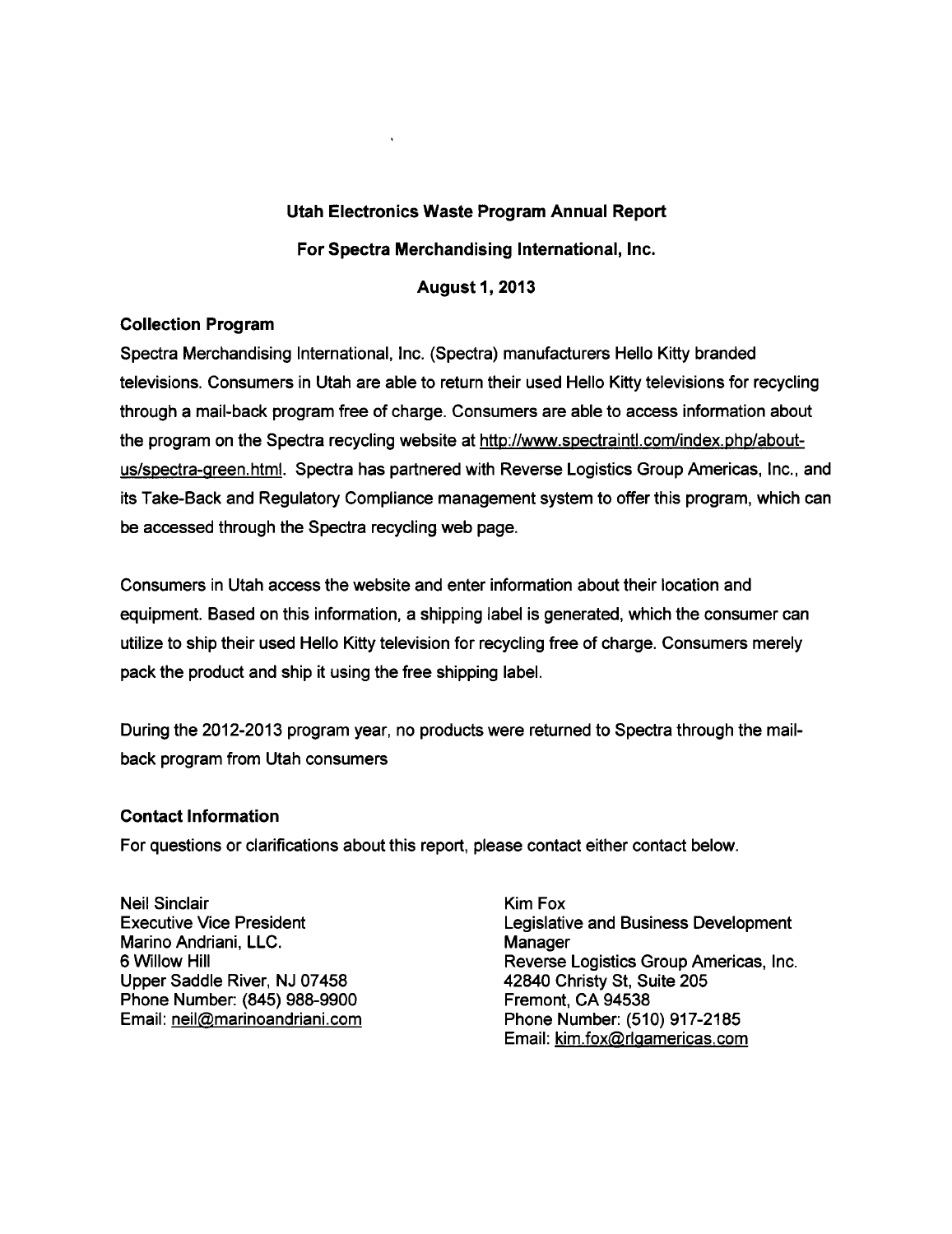**Utah Electronics Waste Program Annual Report**

**For Spectra Merchandising International, Inc.**

**August 1, 2013**

### Collection Program

Spectra Merchandising International, Inc. (Spectra) manufacturers Hello Kitty branded televisions. Consumers in Utah are able to return their used Hello Kitty televisions for recycling through a mail-back program free of charge. Consumers are able to access information about the program on the Spectra recycling website at http://www.spectraintl.com/index.php/about-us/spectra-green.html. Spectra has partnered with Reverse Logistics Group Americas, Inc., and its Take-Back and Regulatory Compliance management system to offer this program, which can be accessed through the Spectra recycling web page.

Consumers in Utah access the website and enter information about their location and equipment. Based on this information, a shipping label is generated, which the consumer can utilize to ship their used Hello Kitty television for recycling free of charge. Consumers merely pack the product and ship it using the free shipping label.

During the 2012-2013 program year, no products were returned to Spectra through the mail-back program from Utah consumers

### Contact Information

For questions or clarifications about this report, please contact either contact below.

Neil Sinclair
Executive Vice President
Marino Andriani, LLC.
6 Willow Hill
Upper Saddle River, NJ 07458
Phone Number: (845) 988-9900
Email: neil@marinoandriani.com

Kim Fox
Legislative and Business Development Manager
Reverse Logistics Group Americas, Inc.
42840 Christy St, Suite 205
Fremont, CA 94538
Phone Number: (510) 917-2185
Email: kim.fox@rlgamericas.com